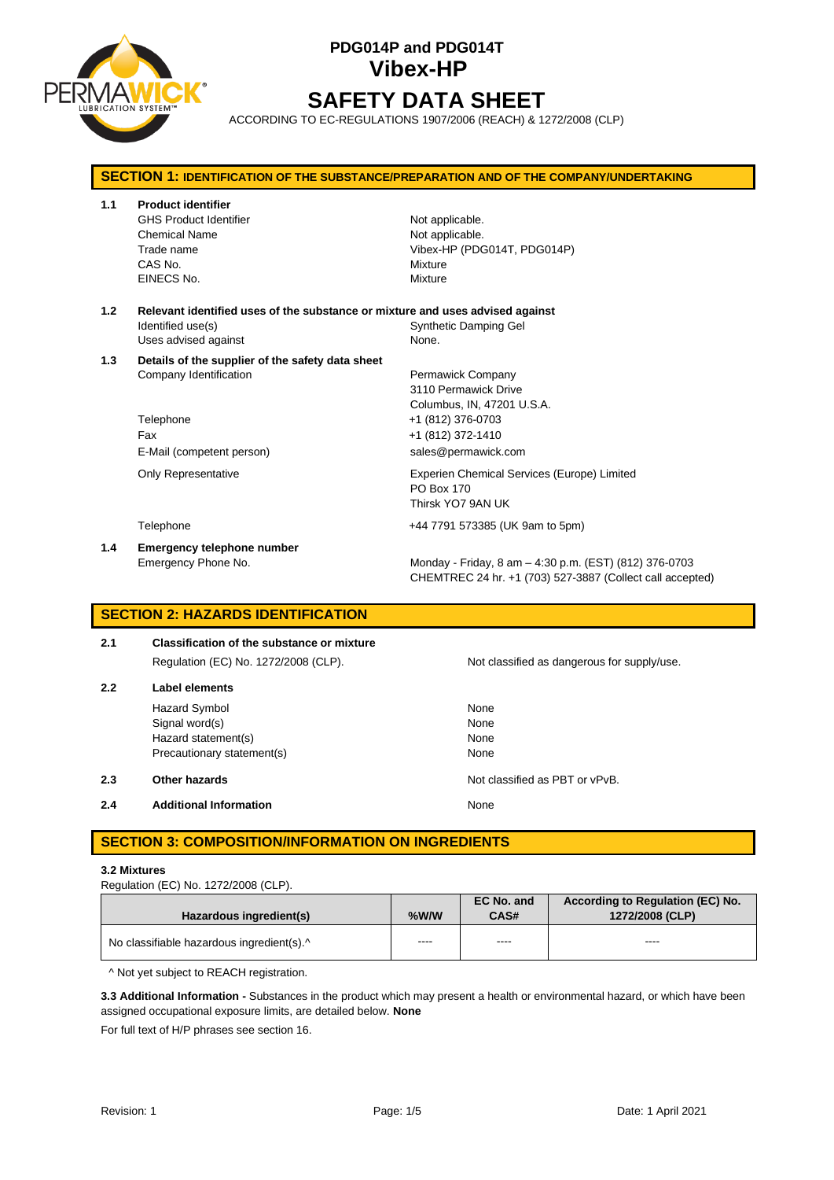# PDG014P and PDG014T
# Vibex-HP
# SAFETY DATA SHEET

ACCORDING TO EC-REGULATIONS 1907/2006 (REACH) & 1272/2008 (CLP)

## SECTION 1: IDENTIFICATION OF THE SUBSTANCE/PREPARATION AND OF THE COMPANY/UNDERTAKING

**1.1 Product identifier**

| | |
|---|---|
| GHS Product Identifier | Not applicable. |
| Chemical Name | Not applicable. |
| Trade name | Vibex-HP (PDG014T, PDG014P) |
| CAS No. | Mixture |
| EINECS No. | Mixture |

**1.2 Relevant identified uses of the substance or mixture and uses advised against**

| | |
|---|---|
| Identified use(s) | Synthetic Damping Gel |
| Uses advised against | None. |

**1.3 Details of the supplier of the safety data sheet**

| | |
|---|---|
| Company Identification | Permawick Company<br>3110 Permawick Drive<br>Columbus, IN, 47201 U.S.A. |
| Telephone | +1 (812) 376-0703 |
| Fax | +1 (812) 372-1410 |
| E-Mail (competent person) | sales@permawick.com |
| Only Representative | Experien Chemical Services (Europe) Limited<br>PO Box 170<br>Thirsk YO7 9AN UK |
| Telephone | +44 7791 573385 (UK 9am to 5pm) |

**1.4 Emergency telephone number**

| | |
|---|---|
| Emergency Phone No. | Monday - Friday, 8 am – 4:30 p.m. (EST) (812) 376-0703<br>CHEMTREC 24 hr. +1 (703) 527-3887 (Collect call accepted) |

## SECTION 2: HAZARDS IDENTIFICATION

**2.1 Classification of the substance or mixture**

| | |
|---|---|
| Regulation (EC) No. 1272/2008 (CLP). | Not classified as dangerous for supply/use. |

**2.2 Label elements**

| | |
|---|---|
| Hazard Symbol | None |
| Signal word(s) | None |
| Hazard statement(s) | None |
| Precautionary statement(s) | None |

**2.3 Other hazards** — Not classified as PBT or vPvB.

**2.4 Additional Information** — None

## SECTION 3: COMPOSITION/INFORMATION ON INGREDIENTS

**3.2 Mixtures**

Regulation (EC) No. 1272/2008 (CLP).

| Hazardous ingredient(s) | %W/W | EC No. and CAS# | According to Regulation (EC) No. 1272/2008 (CLP) |
|---|---|---|---|
| No classifiable hazardous ingredient(s).^ | ---- | ---- | ---- |

^ Not yet subject to REACH registration.

**3.3 Additional Information -** Substances in the product which may present a health or environmental hazard, or which have been assigned occupational exposure limits, are detailed below. **None**

For full text of H/P phrases see section 16.

Revision: 1 | Date: 1 April 2021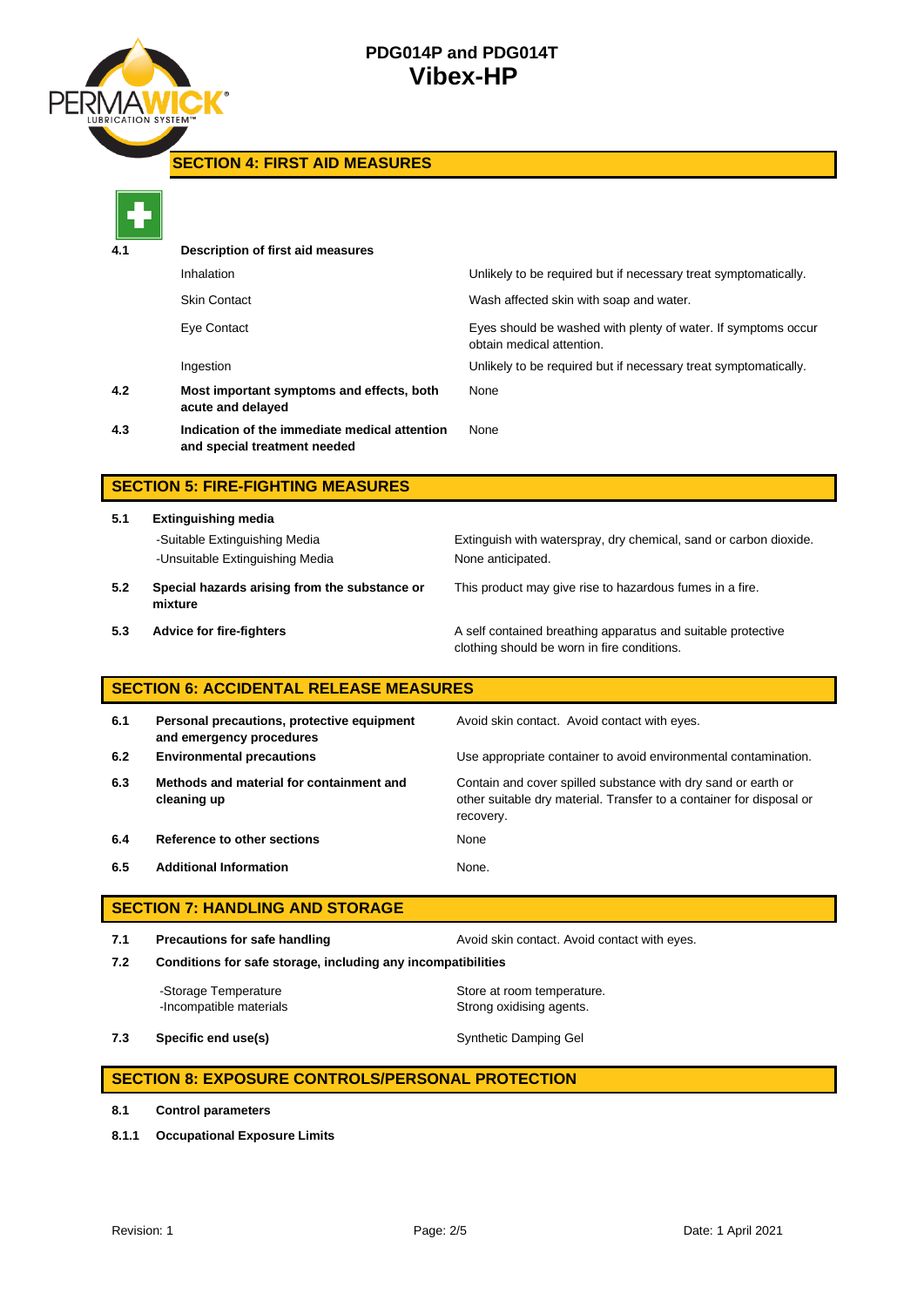## SECTION 4: FIRST AID MEASURES

**4.1 Description of first aid measures**

| | |
|---|---|
| Inhalation | Unlikely to be required but if necessary treat symptomatically. |
| Skin Contact | Wash affected skin with soap and water. |
| Eye Contact | Eyes should be washed with plenty of water. If symptoms occur obtain medical attention. |
| Ingestion | Unlikely to be required but if necessary treat symptomatically. |

| | | |
|---|---|---|
| **4.2** | **Most important symptoms and effects, both acute and delayed** | None |
| **4.3** | **Indication of the immediate medical attention and special treatment needed** | None |

## SECTION 5: FIRE-FIGHTING MEASURES

**5.1 Extinguishing media**

| | |
|---|---|
| -Suitable Extinguishing Media | Extinguish with waterspray, dry chemical, sand or carbon dioxide. |
| -Unsuitable Extinguishing Media | None anticipated. |

| | | |
|---|---|---|
| **5.2** | **Special hazards arising from the substance or mixture** | This product may give rise to hazardous fumes in a fire. |
| **5.3** | **Advice for fire-fighters** | A self contained breathing apparatus and suitable protective clothing should be worn in fire conditions. |

## SECTION 6: ACCIDENTAL RELEASE MEASURES

| | | |
|---|---|---|
| **6.1** | **Personal precautions, protective equipment and emergency procedures** | Avoid skin contact. Avoid contact with eyes. |
| **6.2** | **Environmental precautions** | Use appropriate container to avoid environmental contamination. |
| **6.3** | **Methods and material for containment and cleaning up** | Contain and cover spilled substance with dry sand or earth or other suitable dry material. Transfer to a container for disposal or recovery. |
| **6.4** | **Reference to other sections** | None |
| **6.5** | **Additional Information** | None. |

## SECTION 7: HANDLING AND STORAGE

| | | |
|---|---|---|
| **7.1** | **Precautions for safe handling** | Avoid skin contact. Avoid contact with eyes. |

**7.2 Conditions for safe storage, including any incompatibilities**

| | |
|---|---|
| -Storage Temperature | Store at room temperature. |
| -Incompatible materials | Strong oxidising agents. |

| | | |
|---|---|---|
| **7.3** | **Specific end use(s)** | Synthetic Damping Gel |

## SECTION 8: EXPOSURE CONTROLS/PERSONAL PROTECTION

**8.1 Control parameters**

**8.1.1 Occupational Exposure Limits**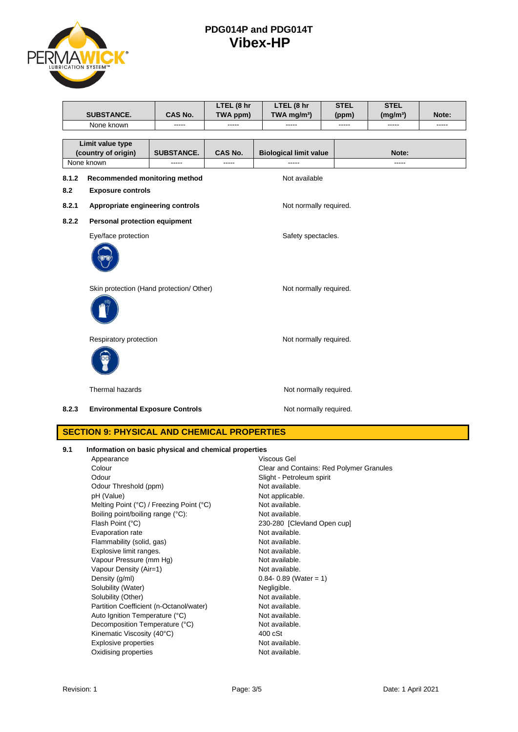| SUBSTANCE. | CAS No. | LTEL (8 hr TWA ppm) | LTEL (8 hr TWA mg/m³) | STEL (ppm) | STEL (mg/m³) | Note: |
|---|---|---|---|---|---|---|
| None known | ----- | ----- | ----- | ----- | ----- | ----- |

| Limit value type (country of origin) | SUBSTANCE. | CAS No. | Biological limit value | Note: |
|---|---|---|---|---|
| None known | ----- | ----- | ----- | ----- |

**8.1.2 Recommended monitoring method** — Not available

**8.2 Exposure controls**

**8.2.1 Appropriate engineering controls** — Not normally required.

**8.2.2 Personal protection equipment**

Eye/face protection — Safety spectacles.

Skin protection (Hand protection/ Other) — Not normally required.

Respiratory protection — Not normally required.

Thermal hazards — Not normally required.

**8.2.3 Environmental Exposure Controls** — Not normally required.

## SECTION 9: PHYSICAL AND CHEMICAL PROPERTIES

**9.1 Information on basic physical and chemical properties**

| Property | Value |
|---|---|
| Appearance | Viscous Gel |
| Colour | Clear and Contains: Red Polymer Granules |
| Odour | Slight - Petroleum spirit |
| Odour Threshold (ppm) | Not available. |
| pH (Value) | Not applicable. |
| Melting Point (°C) / Freezing Point (°C) | Not available. |
| Boiling point/boiling range (°C): | Not available. |
| Flash Point (°C) | 230-280 [Clevland Open cup] |
| Evaporation rate | Not available. |
| Flammability (solid, gas) | Not available. |
| Explosive limit ranges. | Not available. |
| Vapour Pressure (mm Hg) | Not available. |
| Vapour Density (Air=1) | Not available. |
| Density (g/ml) | 0.84- 0.89 (Water = 1) |
| Solubility (Water) | Negligible. |
| Solubility (Other) | Not available. |
| Partition Coefficient (n-Octanol/water) | Not available. |
| Auto Ignition Temperature (°C) | Not available. |
| Decomposition Temperature (°C) | Not available. |
| Kinematic Viscosity (40°C) | 400 cSt |
| Explosive properties | Not available. |
| Oxidising properties | Not available. |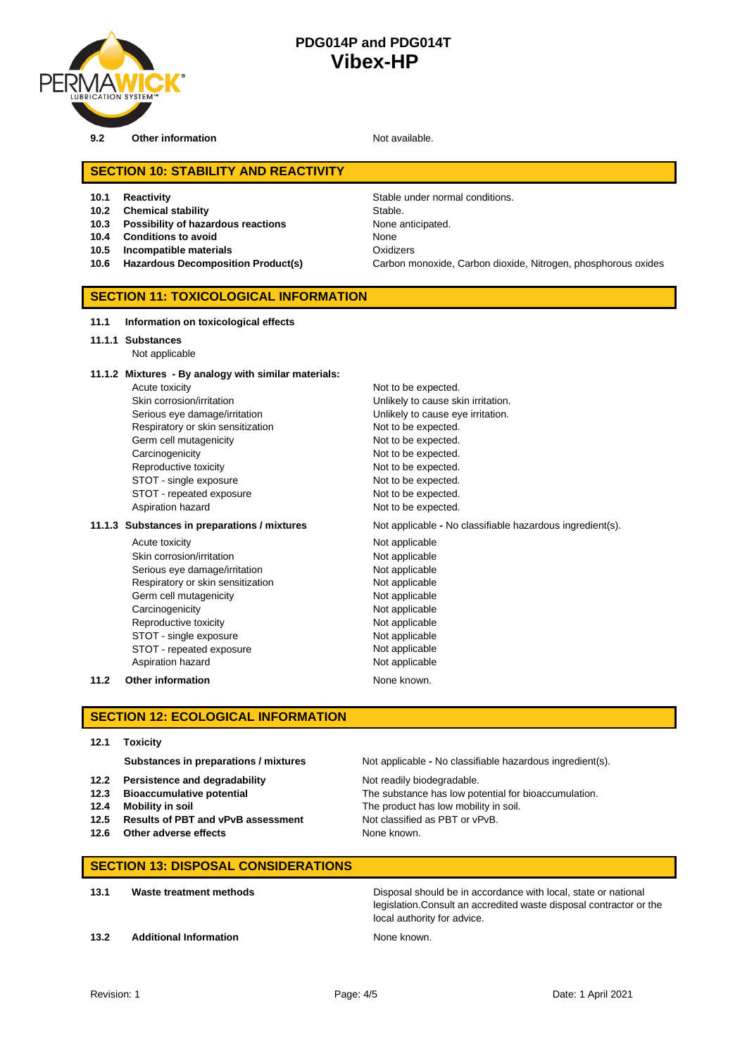| | | |
|---|---|---|
| 9.2 | **Other information** | Not available. |

## SECTION 10: STABILITY AND REACTIVITY

| | | |
|---|---|---|
| 10.1 | **Reactivity** | Stable under normal conditions. |
| 10.2 | **Chemical stability** | Stable. |
| 10.3 | **Possibility of hazardous reactions** | None anticipated. |
| 10.4 | **Conditions to avoid** | None |
| 10.5 | **Incompatible materials** | Oxidizers |
| 10.6 | **Hazardous Decomposition Product(s)** | Carbon monoxide, Carbon dioxide, Nitrogen, phosphorous oxides |

## SECTION 11: TOXICOLOGICAL INFORMATION

**11.1 Information on toxicological effects**

**11.1.1 Substances**

Not applicable

**11.1.2 Mixtures - By analogy with similar materials:**

| | |
|---|---|
| Acute toxicity | Not to be expected. |
| Skin corrosion/irritation | Unlikely to cause skin irritation. |
| Serious eye damage/irritation | Unlikely to cause eye irritation. |
| Respiratory or skin sensitization | Not to be expected. |
| Germ cell mutagenicity | Not to be expected. |
| Carcinogenicity | Not to be expected. |
| Reproductive toxicity | Not to be expected. |
| STOT - single exposure | Not to be expected. |
| STOT - repeated exposure | Not to be expected. |
| Aspiration hazard | Not to be expected. |

**11.1.3 Substances in preparations / mixtures** — Not applicable **-** No classifiable hazardous ingredient(s).

| | |
|---|---|
| Acute toxicity | Not applicable |
| Skin corrosion/irritation | Not applicable |
| Serious eye damage/irritation | Not applicable |
| Respiratory or skin sensitization | Not applicable |
| Germ cell mutagenicity | Not applicable |
| Carcinogenicity | Not applicable |
| Reproductive toxicity | Not applicable |
| STOT - single exposure | Not applicable |
| STOT - repeated exposure | Not applicable |
| Aspiration hazard | Not applicable |

**11.2 Other information** — None known.

## SECTION 12: ECOLOGICAL INFORMATION

**12.1 Toxicity**

**Substances in preparations / mixtures** — Not applicable **-** No classifiable hazardous ingredient(s).

| | | |
|---|---|---|
| 12.2 | **Persistence and degradability** | Not readily biodegradable. |
| 12.3 | **Bioaccumulative potential** | The substance has low potential for bioaccumulation. |
| 12.4 | **Mobility in soil** | The product has low mobility in soil. |
| 12.5 | **Results of PBT and vPvB assessment** | Not classified as PBT or vPvB. |
| 12.6 | **Other adverse effects** | None known. |

## SECTION 13: DISPOSAL CONSIDERATIONS

| | | |
|---|---|---|
| 13.1 | **Waste treatment methods** | Disposal should be in accordance with local, state or national legislation.Consult an accredited waste disposal contractor or the local authority for advice. |
| 13.2 | **Additional Information** | None known. |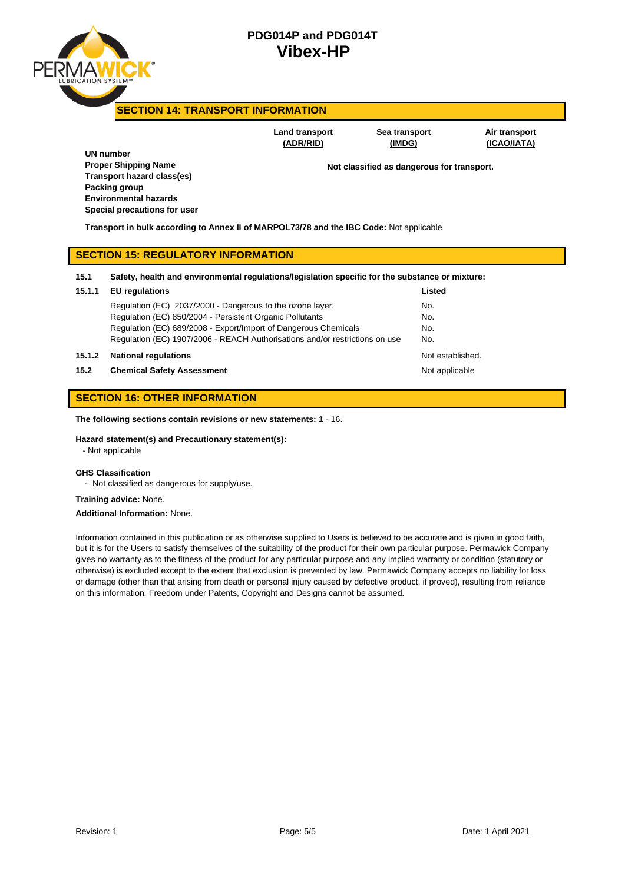## SECTION 14: TRANSPORT INFORMATION

| | Land transport (ADR/RID) | Sea transport (IMDG) | Air transport (ICAO/IATA) |
|---|---|---|---|
| **UN number** | | | |
| **Proper Shipping Name** | Not classified as dangerous for transport. | | |
| **Transport hazard class(es)** | | | |
| **Packing group** | | | |
| **Environmental hazards** | | | |
| **Special precautions for user** | | | |

**Transport in bulk according to Annex II of MARPOL73/78 and the IBC Code:** Not applicable

## SECTION 15: REGULATORY INFORMATION

**15.1 Safety, health and environmental regulations/legislation specific for the substance or mixture:**

| | | |
|---|---|---|
| **15.1.1** | **EU regulations** | **Listed** |
| | Regulation (EC) 2037/2000 - Dangerous to the ozone layer. | No. |
| | Regulation (EC) 850/2004 - Persistent Organic Pollutants | No. |
| | Regulation (EC) 689/2008 - Export/Import of Dangerous Chemicals | No. |
| | Regulation (EC) 1907/2006 - REACH Authorisations and/or restrictions on use | No. |
| **15.1.2** | **National regulations** | Not established. |
| **15.2** | **Chemical Safety Assessment** | Not applicable |

## SECTION 16: OTHER INFORMATION

**The following sections contain revisions or new statements:** 1 - 16.

**Hazard statement(s) and Precautionary statement(s):**
- Not applicable

**GHS Classification**
- Not classified as dangerous for supply/use.

**Training advice:** None.

**Additional Information:** None.

Information contained in this publication or as otherwise supplied to Users is believed to be accurate and is given in good faith, but it is for the Users to satisfy themselves of the suitability of the product for their own particular purpose. Permawick Company gives no warranty as to the fitness of the product for any particular purpose and any implied warranty or condition (statutory or otherwise) is excluded except to the extent that exclusion is prevented by law. Permawick Company accepts no liability for loss or damage (other than that arising from death or personal injury caused by defective product, if proved), resulting from reliance on this information. Freedom under Patents, Copyright and Designs cannot be assumed.